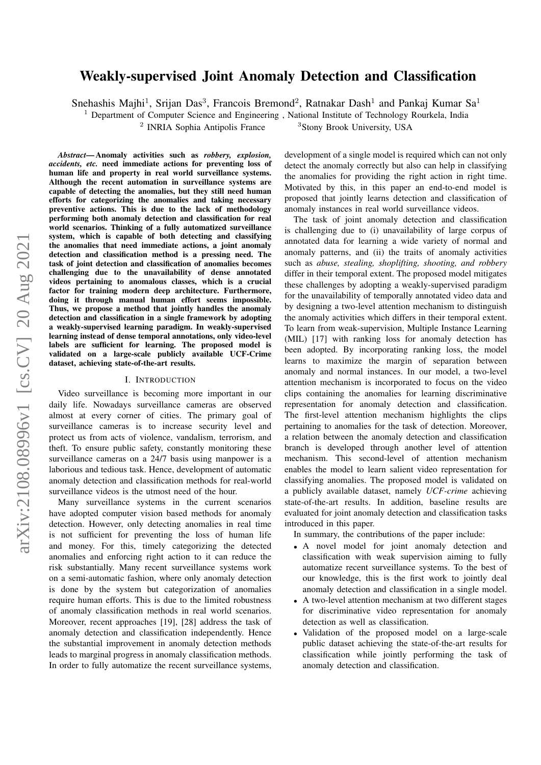# Weakly-supervised Joint Anomaly Detection and Classification

Snehashis Majhi[1], Srijan Das[3], Francois Bremond[2], Ratnakar Dash[1] and Pankaj Kumar Sa[1]

[1] Department of Computer Science and Engineering , National Institute of Technology Rourkela, India
[2] INRIA Sophia Antipolis France [3]Stony Brook University, USA

***Abstract*— Anomaly activities such as *robbery, explosion, accidents, etc.* need immediate actions for preventing loss of human life and property in real world surveillance systems. Although the recent automation in surveillance systems are capable of detecting the anomalies, but they still need human efforts for categorizing the anomalies and taking necessary preventive actions. This is due to the lack of methodology performing both anomaly detection and classification for real world scenarios. Thinking of a fully automatized surveillance system, which is capable of both detecting and classifying the anomalies that need immediate actions, a joint anomaly detection and classification method is a pressing need. The task of joint detection and classification of anomalies becomes challenging due to the unavailability of dense annotated videos pertaining to anomalous classes, which is a crucial factor for training modern deep architecture. Furthermore, doing it through manual human effort seems impossible. Thus, we propose a method that jointly handles the anomaly detection and classification in a single framework by adopting a weakly-supervised learning paradigm. In weakly-supervised learning instead of dense temporal annotations, only video-level labels are sufficient for learning. The proposed model is validated on a large-scale publicly available UCF-Crime dataset, achieving state-of-the-art results.**

## I. INTRODUCTION

Video surveillance is becoming more important in our daily life. Nowadays surveillance cameras are observed almost at every corner of cities. The primary goal of surveillance cameras is to increase security level and protect us from acts of violence, vandalism, terrorism, and theft. To ensure public safety, constantly monitoring these surveillance cameras on a 24/7 basis using manpower is a laborious and tedious task. Hence, development of automatic anomaly detection and classification methods for real-world surveillance videos is the utmost need of the hour.

Many surveillance systems in the current scenarios have adopted computer vision based methods for anomaly detection. However, only detecting anomalies in real time is not sufficient for preventing the loss of human life and money. For this, timely categorizing the detected anomalies and enforcing right action to it can reduce the risk substantially. Many recent surveillance systems work on a semi-automatic fashion, where only anomaly detection is done by the system but categorization of anomalies require human efforts. This is due to the limited robustness of anomaly classification methods in real world scenarios. Moreover, recent approaches [19], [28] address the task of anomaly detection and classification independently. Hence the substantial improvement in anomaly detection methods leads to marginal progress in anomaly classification methods. In order to fully automatize the recent surveillance systems, development of a single model is required which can not only detect the anomaly correctly but also can help in classifying the anomalies for providing the right action in right time. Motivated by this, in this paper an end-to-end model is proposed that jointly learns detection and classification of anomaly instances in real world surveillance videos.

The task of joint anomaly detection and classification is challenging due to (i) unavailability of large corpus of annotated data for learning a wide variety of normal and anomaly patterns, and (ii) the traits of anomaly activities such as *abuse, stealing, shoplifting, shooting, and robbery* differ in their temporal extent. The proposed model mitigates these challenges by adopting a weakly-supervised paradigm for the unavailability of temporally annotated video data and by designing a two-level attention mechanism to distinguish the anomaly activities which differs in their temporal extent. To learn from weak-supervision, Multiple Instance Learning (MIL) [17] with ranking loss for anomaly detection has been adopted. By incorporating ranking loss, the model learns to maximize the margin of separation between anomaly and normal instances. In our model, a two-level attention mechanism is incorporated to focus on the video clips containing the anomalies for learning discriminative representation for anomaly detection and classification. The first-level attention mechanism highlights the clips pertaining to anomalies for the task of detection. Moreover, a relation between the anomaly detection and classification branch is developed through another level of attention mechanism. This second-level of attention mechanism enables the model to learn salient video representation for classifying anomalies. The proposed model is validated on a publicly available dataset, namely *UCF-crime* achieving state-of-the-art results. In addition, baseline results are evaluated for joint anomaly detection and classification tasks introduced in this paper.

In summary, the contributions of the paper include:

- A novel model for joint anomaly detection and classification with weak supervision aiming to fully automatize recent surveillance systems. To the best of our knowledge, this is the first work to jointly deal anomaly detection and classification in a single model.
- A two-level attention mechanism at two different stages for discriminative video representation for anomaly detection as well as classification.
- Validation of the proposed model on a large-scale public dataset achieving the state-of-the-art results for classification while jointly performing the task of anomaly detection and classification.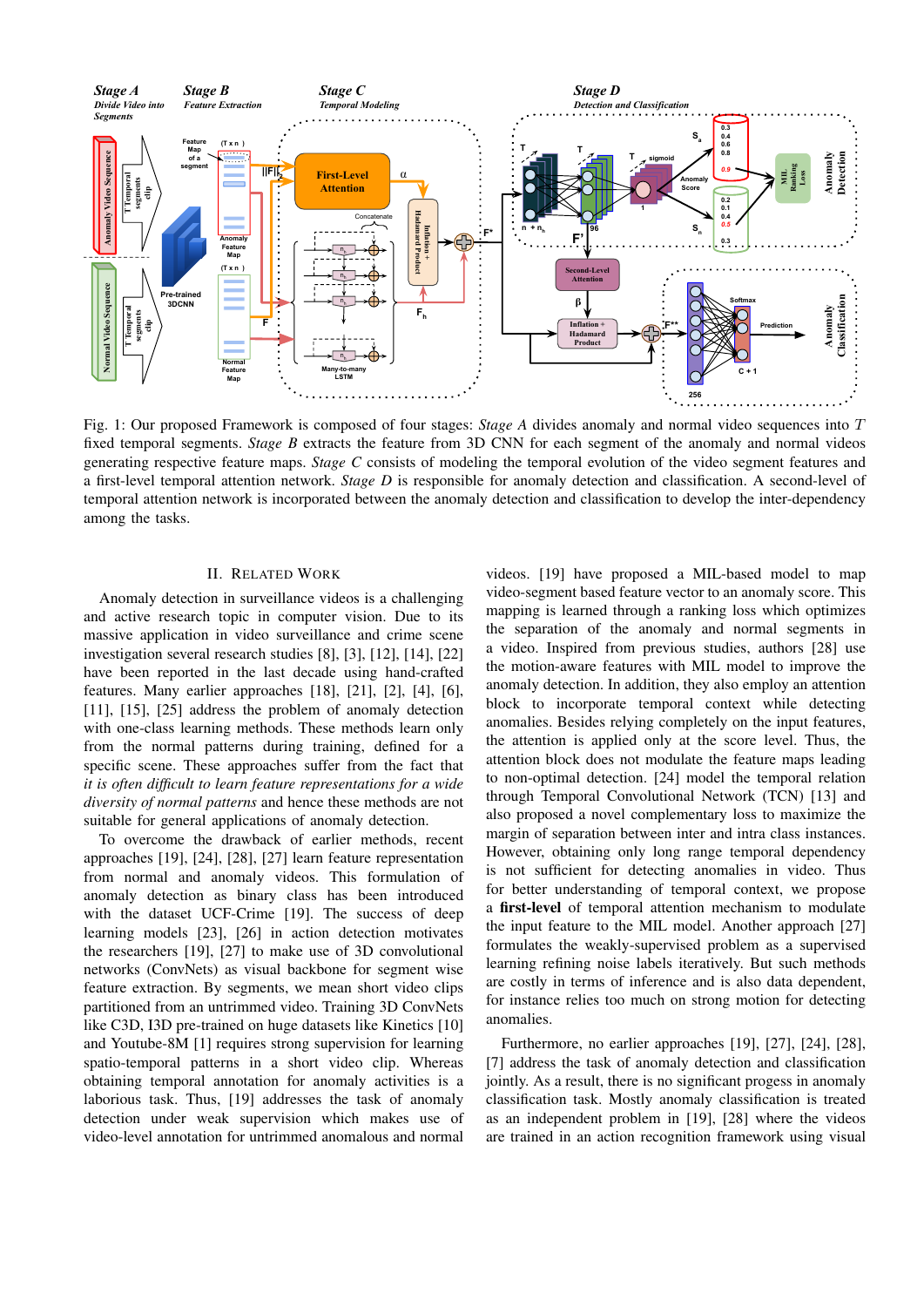Fig. 1: Our proposed Framework is composed of four stages: *Stage A* divides anomaly and normal video sequences into $T$ fixed temporal segments. *Stage B* extracts the feature from 3D CNN for each segment of the anomaly and normal videos generating respective feature maps. *Stage C* consists of modeling the temporal evolution of the video segment features and a first-level temporal attention network. *Stage D* is responsible for anomaly detection and classification. A second-level of temporal attention network is incorporated between the anomaly detection and classification to develop the inter-dependency among the tasks.

## II. Related Work

Anomaly detection in surveillance videos is a challenging and active research topic in computer vision. Due to its massive application in video surveillance and crime scene investigation several research studies [8], [3], [12], [14], [22] have been reported in the last decade using hand-crafted features. Many earlier approaches [18], [21], [2], [4], [6], [11], [15], [25] address the problem of anomaly detection with one-class learning methods. These methods learn only from the normal patterns during training, defined for a specific scene. These approaches suffer from the fact that *it is often difficult to learn feature representations for a wide diversity of normal patterns* and hence these methods are not suitable for general applications of anomaly detection.

To overcome the drawback of earlier methods, recent approaches [19], [24], [28], [27] learn feature representation from normal and anomaly videos. This formulation of anomaly detection as binary class has been introduced with the dataset UCF-Crime [19]. The success of deep learning models [23], [26] in action detection motivates the researchers [19], [27] to make use of 3D convolutional networks (ConvNets) as visual backbone for segment wise feature extraction. By segments, we mean short video clips partitioned from an untrimmed video. Training 3D ConvNets like C3D, I3D pre-trained on huge datasets like Kinetics [10] and Youtube-8M [1] requires strong supervision for learning spatio-temporal patterns in a short video clip. Whereas obtaining temporal annotation for anomaly activities is a laborious task. Thus, [19] addresses the task of anomaly detection under weak supervision which makes use of video-level annotation for untrimmed anomalous and normal videos. [19] have proposed a MIL-based model to map video-segment based feature vector to an anomaly score. This mapping is learned through a ranking loss which optimizes the separation of the anomaly and normal segments in a video. Inspired from previous studies, authors [28] use the motion-aware features with MIL model to improve the anomaly detection. In addition, they also employ an attention block to incorporate temporal context while detecting anomalies. Besides relying completely on the input features, the attention is applied only at the score level. Thus, the attention block does not modulate the feature maps leading to non-optimal detection. [24] model the temporal relation through Temporal Convolutional Network (TCN) [13] and also proposed a novel complementary loss to maximize the margin of separation between inter and intra class instances. However, obtaining only long range temporal dependency is not sufficient for detecting anomalies in video. Thus for better understanding of temporal context, we propose a **first-level** of temporal attention mechanism to modulate the input feature to the MIL model. Another approach [27] formulates the weakly-supervised problem as a supervised learning refining noise labels iteratively. But such methods are costly in terms of inference and is also data dependent, for instance relies too much on strong motion for detecting anomalies.

Furthermore, no earlier approaches [19], [27], [24], [28], [7] address the task of anomaly detection and classification jointly. As a result, there is no significant progess in anomaly classification task. Mostly anomaly classification is treated as an independent problem in [19], [28] where the videos are trained in an action recognition framework using visual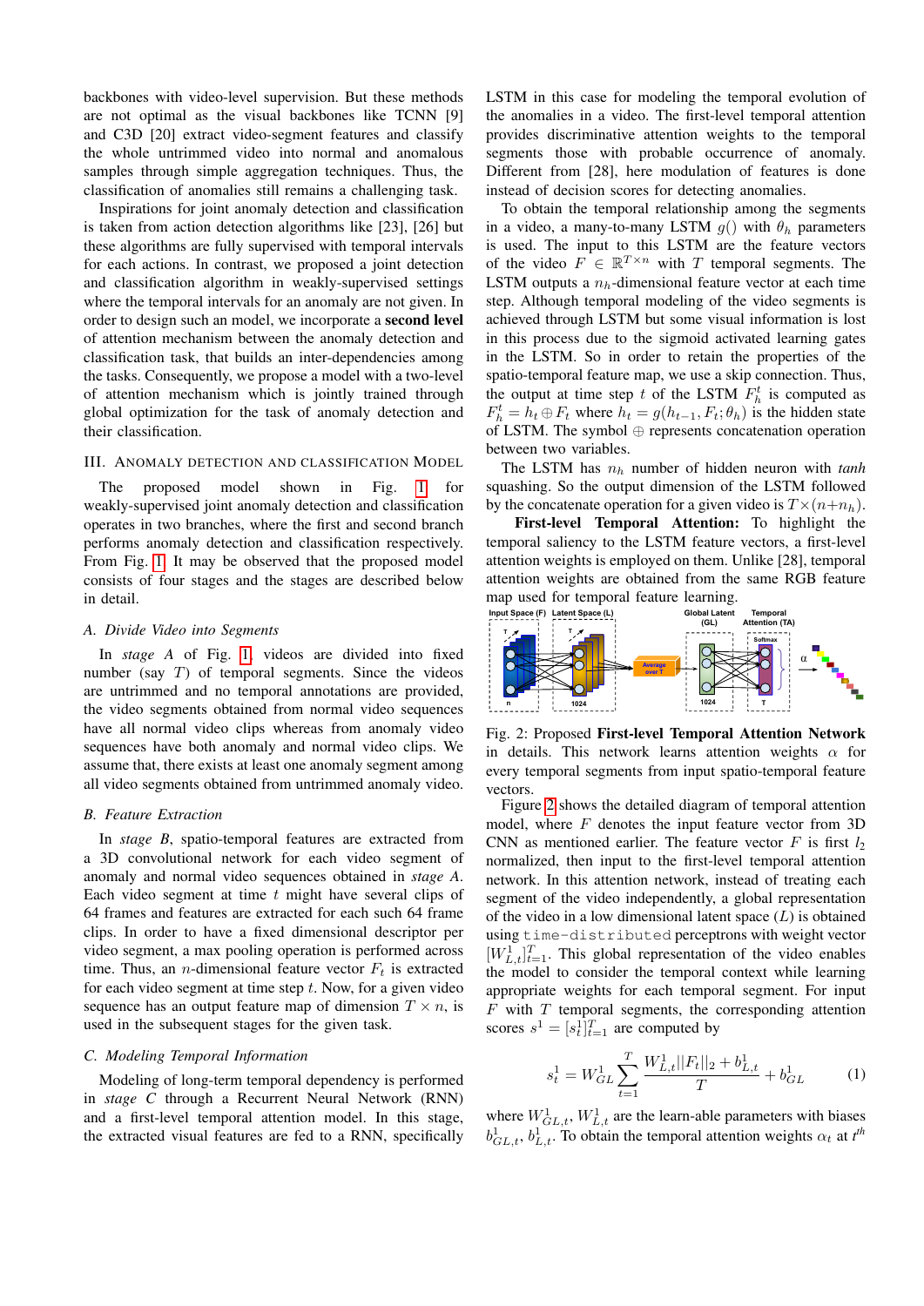backbones with video-level supervision. But these methods are not optimal as the visual backbones like TCNN [9] and C3D [20] extract video-segment features and classify the whole untrimmed video into normal and anomalous samples through simple aggregation techniques. Thus, the classification of anomalies still remains a challenging task.

Inspirations for joint anomaly detection and classification is taken from action detection algorithms like [23], [26] but these algorithms are fully supervised with temporal intervals for each actions. In contrast, we proposed a joint detection and classification algorithm in weakly-supervised settings where the temporal intervals for an anomaly are not given. In order to design such an model, we incorporate a **second level** of attention mechanism between the anomaly detection and classification task, that builds an inter-dependencies among the tasks. Consequently, we propose a model with a two-level of attention mechanism which is jointly trained through global optimization for the task of anomaly detection and their classification.

## III. Anomaly Detection and Classification Model

The proposed model shown in Fig. 1 for weakly-supervised joint anomaly detection and classification operates in two branches, where the first and second branch performs anomaly detection and classification task respectively. From Fig. 1 It may be observed that the proposed model consists of four stages and the stages are described below in detail.

### A. Divide Video into Segments

In *stage A* of Fig. 1 videos are divided into fixed number (say $T$) of temporal segments. Since the videos are untrimmed and no temporal annotations are provided, the video segments obtained from normal video sequences have all normal video clips whereas from anomaly video sequences have both anomaly and normal video clips. We assume that, there exists at least one anomaly segment among all video segments obtained from untrimmed anomaly video.

### B. Feature Extraction

In *stage B*, spatio-temporal features are extracted from a 3D convolutional network for each video segment of anomaly and normal video sequences obtained in *stage A*. Each video segment at time $t$ might have several clips of 64 frames and features are extracted for each such 64 frame clips. In order to have a fixed dimensional descriptor per video segment, a max pooling operation is performed across time. Thus, an $n$-dimensional feature vector $F_t$ is extracted for each video segment at time step $t$. Now, for a given video sequence has an output feature map of dimension $T \times n$, is used in the subsequent stages for the given task.

### C. Modeling Temporal Information

Modeling of long-term temporal dependency is performed in *stage C* through a Recurrent Neural Network (RNN) and a first-level temporal attention model. In this stage, the extracted visual features are fed to a RNN, specifically LSTM in this case for modeling the temporal evolution of the anomalies in a video. The first-level temporal attention provides discriminative attention weights to the temporal segments those with probable occurrence of anomaly. Different from [28], here modulation of features is done instead of decision scores for detecting anomalies.

To obtain the temporal relationship among the segments in a video, a many-to-many LSTM $g()$ with $\theta_h$ parameters is used. The input to this LSTM are the feature vectors of the video $F \in \mathbb{R}^{T \times n}$ with $T$ temporal segments. The LSTM outputs a $n_h$-dimensional feature vector at each time step. Although temporal modeling of the video segments is achieved through LSTM but some visual information is lost in this process due to the sigmoid activated learning gates in the LSTM. So in order to retain the properties of the spatio-temporal feature map, we use a skip connection. Thus, the output at time step $t$ of the LSTM $F_h^t$ is computed as $F_h^t = h_t \oplus F_t$ where $h_t = g(h_{t-1}, F_t; \theta_h)$ is the hidden state of LSTM. The symbol $\oplus$ represents concatenation operation between two variables.

The LSTM has $n_h$ number of hidden neuron with *tanh* squashing. So the output dimension of the LSTM followed by the concatenate operation for a given video is $T \times (n + n_h)$.

**First-level Temporal Attention:** To highlight the temporal saliency to the LSTM feature vectors, a first-level attention weights is employed on them. Unlike [28], temporal attention weights are obtained from the same RGB feature map used for temporal feature learning.

Fig. 2: Proposed **First-level Temporal Attention Network** in details. This network learns attention weights $\alpha$ for every temporal segments from input spatio-temporal feature vectors.

Figure 2 shows the detailed diagram of temporal attention model, where $F$ denotes the input feature vector from 3D CNN as mentioned earlier. The feature vector $F$ is first $l_2$ normalized, then input to the first-level temporal attention network. In this attention network, instead of treating each segment of the video independently, a global representation of the video in a low dimensional latent space ($L$) is obtained using `time-distributed` perceptrons with weight vector $[W_{L,t}^1]_{t=1}^T$. This global representation of the video enables the model to consider the temporal context while learning appropriate weights for each temporal segment. For input $F$ with $T$ temporal segments, the corresponding attention scores $s^1 = [s_t^1]_{t=1}^T$ are computed by

$$s_t^1 = W_{GL}^1 \sum_{t=1}^{T} \frac{W_{L,t}^1 ||F_t||_2 + b_{L,t}^1}{T} + b_{GL}^1 \tag{1}$$

where $W_{GL,t}^1$, $W_{L,t}^1$ are the learn-able parameters with biases $b_{GL,t}^1$, $b_{L,t}^1$. To obtain the temporal attention weights $\alpha_t$ at $t^{th}$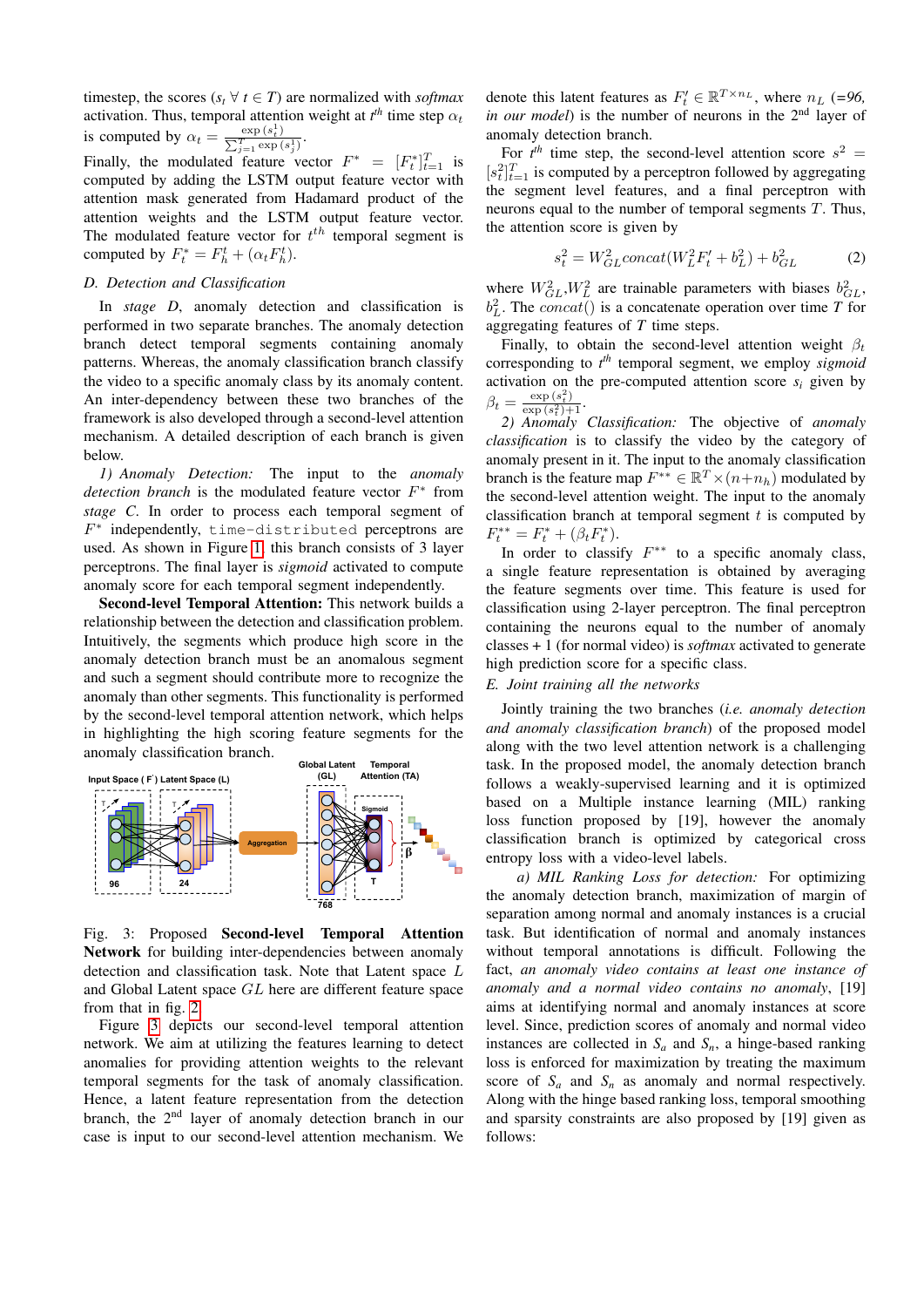timestep, the scores ($s_t \; \forall \; t \in T$) are normalized with *softmax* activation. Thus, temporal attention weight at $t^{th}$ time step $\alpha_t$ is computed by $\alpha_t = \frac{\exp(s_t^1)}{\sum_{j=1}^{T} \exp(s_j^1)}$.

Finally, the modulated feature vector $F^* = [F_t^*]_{t=1}^T$ is computed by adding the LSTM output feature vector with attention mask generated from Hadamard product of the attention weights and the LSTM output feature vector. The modulated feature vector for $t^{th}$ temporal segment is computed by $F_t^* = F_h^t + (\alpha_t F_h^t)$.

### D. Detection and Classification

In *stage D*, anomaly detection and classification is performed in two separate branches. The anomaly detection branch detect temporal segments containing anomaly patterns. Whereas, the anomaly classification branch classify the video to a specific anomaly class by its anomaly content. An inter-dependency between these two branches of the framework is also developed through a second-level attention mechanism. A detailed description of each branch is given below.

*1) Anomaly Detection:* The input to the *anomaly detection branch* is the modulated feature vector $F^*$ from *stage C*. In order to process each temporal segment of $F^*$ independently, `time-distributed` perceptrons are used. As shown in Figure 1, this branch consists of 3 layer perceptrons. The final layer is *sigmoid* activated to compute anomaly score for each temporal segment independently.

**Second-level Temporal Attention:** This network builds a relationship between the detection and classification problem. Intuitively, the segments which produce high score in the anomaly detection branch must be an anomalous segment and such a segment should contribute more to recognize the anomaly than other segments. This functionality is performed by the second-level temporal attention network, which helps in highlighting the high scoring feature segments for the anomaly classification branch.

Fig. 3: Proposed **Second-level Temporal Attention Network** for building inter-dependencies between anomaly detection and classification task. Note that Latent space $L$ and Global Latent space $GL$ here are different feature space from that in fig. 2.

Figure 3 depicts our second-level temporal attention network. We aim at utilizing the features learning to detect anomalies for providing attention weights to the relevant temporal segments for the task of anomaly classification. Hence, a latent feature representation from the detection branch, the 2[nd] layer of anomaly detection branch in our case is input to our second-level attention mechanism. We denote this latent features as $F_t' \in \mathbb{R}^{T \times n_L}$, where $n_L$ (*=96, in our model*) is the number of neurons in the 2[nd] layer of anomaly detection branch.

For $t^{th}$ time step, the second-level attention score $s^2 = [s_t^2]_{t=1}^T$ is computed by a perceptron followed by aggregating the segment level features, and a final perceptron with neurons equal to the number of temporal segments $T$. Thus, the attention score is given by

$$s_t^2 = W_{GL}^2 concat(W_L^2 F_t' + b_L^2) + b_{GL}^2 \tag{2}$$

where $W_{GL}^2$,$W_L^2$ are trainable parameters with biases $b_{GL}^2$, $b_L^2$. The $concat()$ is a concatenate operation over time $T$ for aggregating features of $T$ time steps.

Finally, to obtain the second-level attention weight $\beta_t$ corresponding to $t^{th}$ temporal segment, we employ *sigmoid* activation on the pre-computed attention score $s_i$ given by $\beta_t = \frac{\exp(s_t^2)}{\exp(s_t^2)+1}$.

*2) Anomaly Classification:* The objective of *anomaly classification* is to classify the video by the category of anomaly present in it. The input to the anomaly classification branch is the feature map $F^{**} \in \mathbb{R}^T \times (n+n_h)$ modulated by the second-level attention weight. The input to the anomaly classification branch at temporal segment $t$ is computed by $F_t^{**} = F_t^* + (\beta_t F_t^*)$.

In order to classify $F^{**}$ to a specific anomaly class, a single feature representation is obtained by averaging the feature segments over time. This feature is used for classification using 2-layer perceptron. The final perceptron containing the neurons equal to the number of anomaly classes + 1 (for normal video) is *softmax* activated to generate high prediction score for a specific class.

### E. Joint training all the networks

Jointly training the two branches (*i.e. anomaly detection and anomaly classification branch*) of the proposed model along with the two level attention network is a challenging task. In the proposed model, the anomaly detection branch follows a weakly-supervised learning and it is optimized based on a Multiple instance learning (MIL) ranking loss function proposed by [19], however the anomaly classification branch is optimized by categorical cross entropy loss with a video-level labels.

*a) MIL Ranking Loss for detection:* For optimizing the anomaly detection branch, maximization of margin of separation among normal and anomaly instances is a crucial task. But identification of normal and anomaly instances without temporal annotations is difficult. Following the fact, *an anomaly video contains at least one instance of anomaly and a normal video contains no anomaly*, [19] aims at identifying normal and anomaly instances at score level. Since, prediction scores of anomaly and normal video instances are collected in $S_a$ and $S_n$, a hinge-based ranking loss is enforced for maximization by treating the maximum score of $S_a$ and $S_n$ as anomaly and normal respectively. Along with the hinge based ranking loss, temporal smoothing and sparsity constraints are also proposed by [19] given as follows: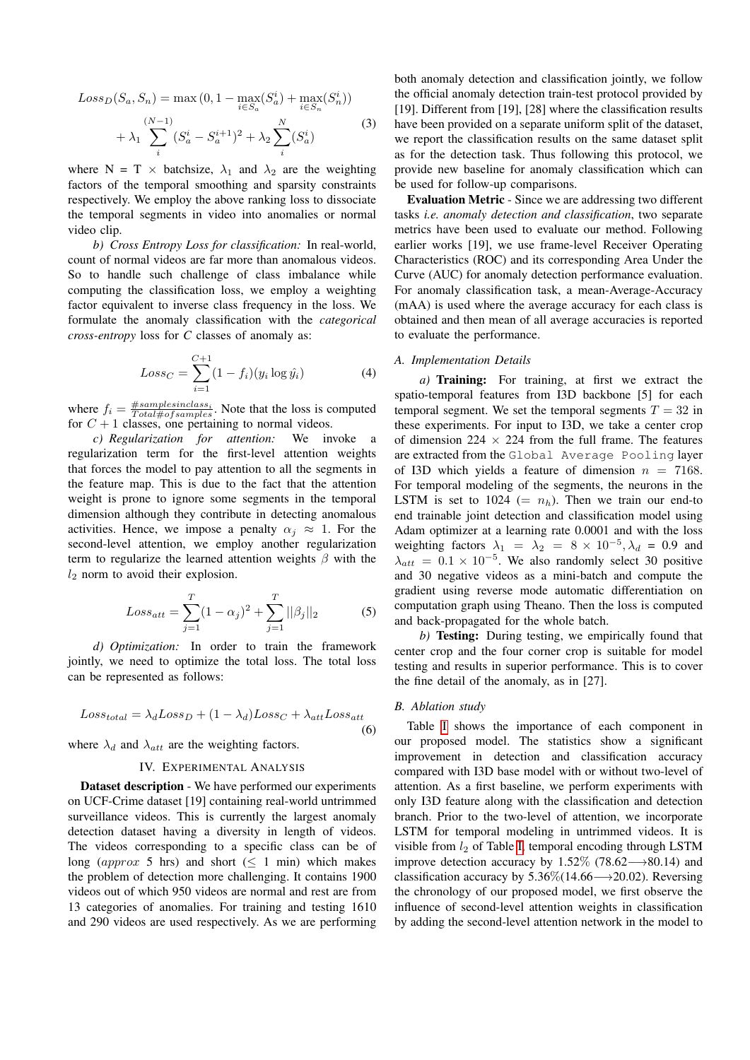$$Loss_D(S_a, S_n) = \max\left(0, 1 - \max_{i \in S_a}(S_a^i) + \max_{i \in S_n}(S_n^i)\right) + \lambda_1 \sum_{i}^{(N-1)} (S_a^i - S_a^{i+1})^2 + \lambda_2 \sum_{i}^{N} (S_a^i) \tag{3}$$

where N = T $\times$ batchsize, $\lambda_1$ and $\lambda_2$ are the weighting factors of the temporal smoothing and sparsity constraints respectively. We employ the above ranking loss to dissociate the temporal segments in video into anomalies or normal video clip.

*b) Cross Entropy Loss for classification:* In real-world, count of normal videos are far more than anomalous videos. So to handle such challenge of class imbalance while computing the classification loss, we employ a weighting factor equivalent to inverse class frequency in the loss. We formulate the anomaly classification with the *categorical cross-entropy* loss for *C* classes of anomaly as:

$$Loss_C = \sum_{i=1}^{C+1} (1 - f_i)(y_i \log \hat{y}_i) \tag{4}$$

where $f_i = \frac{\#samplesinclass_i}{Total\#ofsamples}$. Note that the loss is computed for $C+1$ classes, one pertaining to normal videos.

*c) Regularization for attention:* We invoke a regularization term for the first-level attention weights that forces the model to pay attention to all the segments in the feature map. This is due to the fact that the attention weight is prone to ignore some segments in the temporal dimension although they contribute in detecting anomalous activities. Hence, we impose a penalty $\alpha_j \approx 1$. For the second-level attention, we employ another regularization term to regularize the learned attention weights $\beta$ with the $l_2$ norm to avoid their explosion.

$$Loss_{att} = \sum_{j=1}^{T} (1 - \alpha_j)^2 + \sum_{j=1}^{T} ||\beta_j||_2 \tag{5}$$

*d) Optimization:* In order to train the framework jointly, we need to optimize the total loss. The total loss can be represented as follows:

$$Loss_{total} = \lambda_d Loss_D + (1 - \lambda_d) Loss_C + \lambda_{att} Loss_{att} \tag{6}$$

where $\lambda_d$ and $\lambda_{att}$ are the weighting factors.

## IV. Experimental Analysis

**Dataset description** - We have performed our experiments on UCF-Crime dataset [19] containing real-world untrimmed surveillance videos. This is currently the largest anomaly detection dataset having a diversity in length of videos. The videos corresponding to a specific class can be of long ($approx$ 5 hrs) and short ($\leq$ 1 min) which makes the problem of detection more challenging. It contains 1900 videos out of which 950 videos are normal and rest are from 13 categories of anomalies. For training and testing 1610 and 290 videos are used respectively. As we are performing both anomaly detection and classification jointly, we follow the official anomaly detection train-test protocol provided by [19]. Different from [19], [28] where the classification results have been provided on a separate uniform split of the dataset, we report the classification results on the same dataset split as for the detection task. Thus following this protocol, we provide new baseline for anomaly classification which can be used for follow-up comparisons.

**Evaluation Metric** - Since we are addressing two different tasks *i.e. anomaly detection and classification*, two separate metrics have been used to evaluate our method. Following earlier works [19], we use frame-level Receiver Operating Characteristics (ROC) and its corresponding Area Under the Curve (AUC) for anomaly detection performance evaluation. For anomaly classification task, a mean-Average-Accuracy (mAA) is used where the average accuracy for each class is obtained and then mean of all average accuracies is reported to evaluate the performance.

### A. Implementation Details

*a)* **Training:** For training, at first we extract the spatio-temporal features from I3D backbone [5] for each temporal segment. We set the temporal segments $T = 32$ in these experiments. For input to I3D, we take a center crop of dimension 224 $\times$ 224 from the full frame. The features are extracted from the `Global Average Pooling` layer of I3D which yields a feature of dimension $n = 7168$. For temporal modeling of the segments, the neurons in the LSTM is set to 1024 ($= n_h$). Then we train our end-to end trainable joint detection and classification model using Adam optimizer at a learning rate 0.0001 and with the loss weighting factors $\lambda_1 = \lambda_2 = 8 \times 10^{-5}, \lambda_d$ = 0.9 and $\lambda_{att} = 0.1 \times 10^{-5}$. We also randomly select 30 positive and 30 negative videos as a mini-batch and compute the gradient using reverse mode automatic differentiation on computation graph using Theano. Then the loss is computed and back-propagated for the whole batch.

*b)* **Testing:** During testing, we empirically found that center crop and the four corner crop is suitable for model testing and results in superior performance. This is to cover the fine detail of the anomaly, as in [27].

### B. Ablation study

Table I shows the importance of each component in our proposed model. The statistics show a significant improvement in detection and classification accuracy compared with I3D base model with or without two-level of attention. As a first baseline, we perform experiments with only I3D feature along with the classification and detection branch. Prior to the two-level of attention, we incorporate LSTM for temporal modeling in untrimmed videos. It is visible from $l_2$ of Table I, temporal encoding through LSTM improve detection accuracy by 1.52% (78.62⟶80.14) and classification accuracy by 5.36%(14.66⟶20.02). Reversing the chronology of our proposed model, we first observe the influence of second-level attention weights in classification by adding the second-level attention network in the model to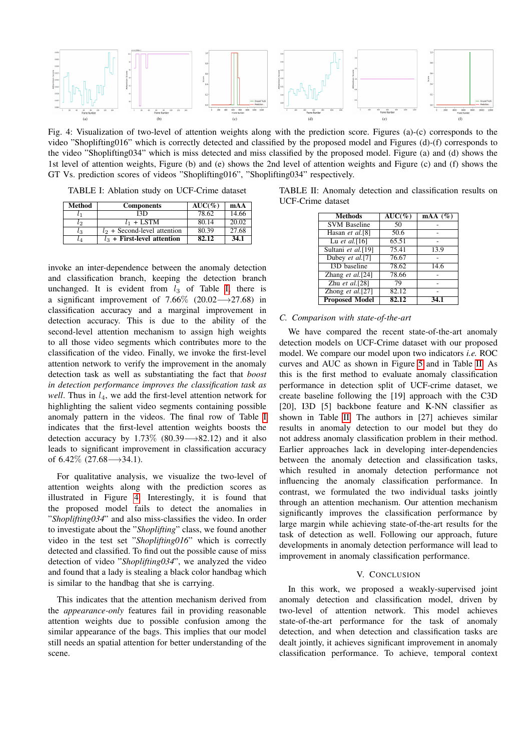Fig. 4: Visualization of two-level of attention weights along with the prediction score. Figures (a)-(c) corresponds to the video "Shoplifting016" which is correctly detected and classified by the proposed model and Figures (d)-(f) corresponds to the video "Shoplifting034" which is miss detected and miss classified by the proposed model. Figure (a) and (d) shows the 1st level of attention weights, Figure (b) and (e) shows the 2nd level of attention weights and Figure (c) and (f) shows the GT Vs. prediction scores of videos "Shoplifting016", "Shoplifting034" respectively.

TABLE I: Ablation study on UCF-Crime dataset

| Method | Components | AUC(%) | mAA |
|---|---|---|---|
| $l_1$ | I3D | 78.62 | 14.66 |
| $l_2$ | $l_1$ + LSTM | 80.14 | 20.02 |
| $l_3$ | $l_2$ + Second-level attention | 80.39 | 27.68 |
| $l_4$ | **$l_3$ + First-level attention** | **82.12** | **34.1** |

invoke an inter-dependence between the anomaly detection and classification branch, keeping the detection branch unchanged. It is evident from $l_3$ of Table I, there is a significant improvement of 7.66% (20.02⟶27.68) in classification accuracy and a marginal improvement in detection accuracy. This is due to the ability of the second-level attention mechanism to assign high weights to all those video segments which contributes more to the classification of the video. Finally, we invoke the first-level attention network to verify the improvement in the anomaly detection task as well as substantiating the fact that *boost in detection performance improves the classification task as well*. Thus in $l_4$, we add the first-level attention network for highlighting the salient video segments containing possible anomaly pattern in the videos. The final row of Table I indicates that the first-level attention weights boosts the detection accuracy by 1.73% (80.39⟶82.12) and it also leads to significant improvement in classification accuracy of 6.42% (27.68⟶34.1).

For qualitative analysis, we visualize the two-level of attention weights along with the prediction scores as illustrated in Figure 4. Interestingly, it is found that the proposed model fails to detect the anomalies in "*Shoplifting034*" and also miss-classifies the video. In order to investigate about the "*Shoplifting*" class, we found another video in the test set "*Shoplifting016*" which is correctly detected and classified. To find out the possible cause of miss detection of video "*Shoplifting034*", we analyzed the video and found that a lady is stealing a black color handbag which is similar to the handbag that she is carrying.

This indicates that the attention mechanism derived from the *appearance-only* features fail in providing reasonable attention weights due to possible confusion among the similar appearance of the bags. This implies that our model still needs an spatial attention for better understanding of the scene.

TABLE II: Anomaly detection and classification results on UCF-Crime dataset

| Methods | AUC(%) | mAA (%) |
|---|---|---|
| SVM Baseline | 50 | - |
| Hasan *et al.*[8] | 50.6 | - |
| Lu *et al.*[16] | 65.51 | - |
| Sultani *et al.*[19] | 75.41 | 13.9 |
| Dubey *et al.*[7] | 76.67 | - |
| I3D baseline | 78.62 | 14.6 |
| Zhang *et al.*[24] | 78.66 | - |
| Zhu *et al.*[28] | 79 | - |
| Zhong *et al.*[27] | 82.12 | - |
| **Proposed Model** | **82.12** | **34.1** |

### C. Comparison with state-of-the-art

We have compared the recent state-of-the-art anomaly detection models on UCF-Crime dataset with our proposed model. We compare our model upon two indicators *i.e.* ROC curves and AUC as shown in Figure 5 and in Table II. As this is the first method to evaluate anomaly classification performance in detection split of UCF-crime dataset, we create baseline following the [19] approach with the C3D [20], I3D [5] backbone feature and K-NN classifier as shown in Table II. The authors in [27] achieves similar results in anomaly detection to our model but they do not address anomaly classification problem in their method. Earlier approaches lack in developing inter-dependencies between the anomaly detection and classification tasks, which resulted in anomaly detection performance not influencing the anomaly classification performance. In contrast, we formulated the two individual tasks jointly through an attention mechanism. Our attention mechanism significantly improves the classification performance by large margin while achieving state-of-the-art results for the task of detection as well. Following our approach, future developments in anomaly detection performance will lead to improvement in anomaly classification performance.

## V. Conclusion

In this work, we proposed a weakly-supervised joint anomaly detection and classification model, driven by two-level of attention network. This model achieves state-of-the-art performance for the task anomaly detection, and when detection and classification tasks are dealt jointly, it achieves significant improvement in anomaly classification performance. To achieve, temporal context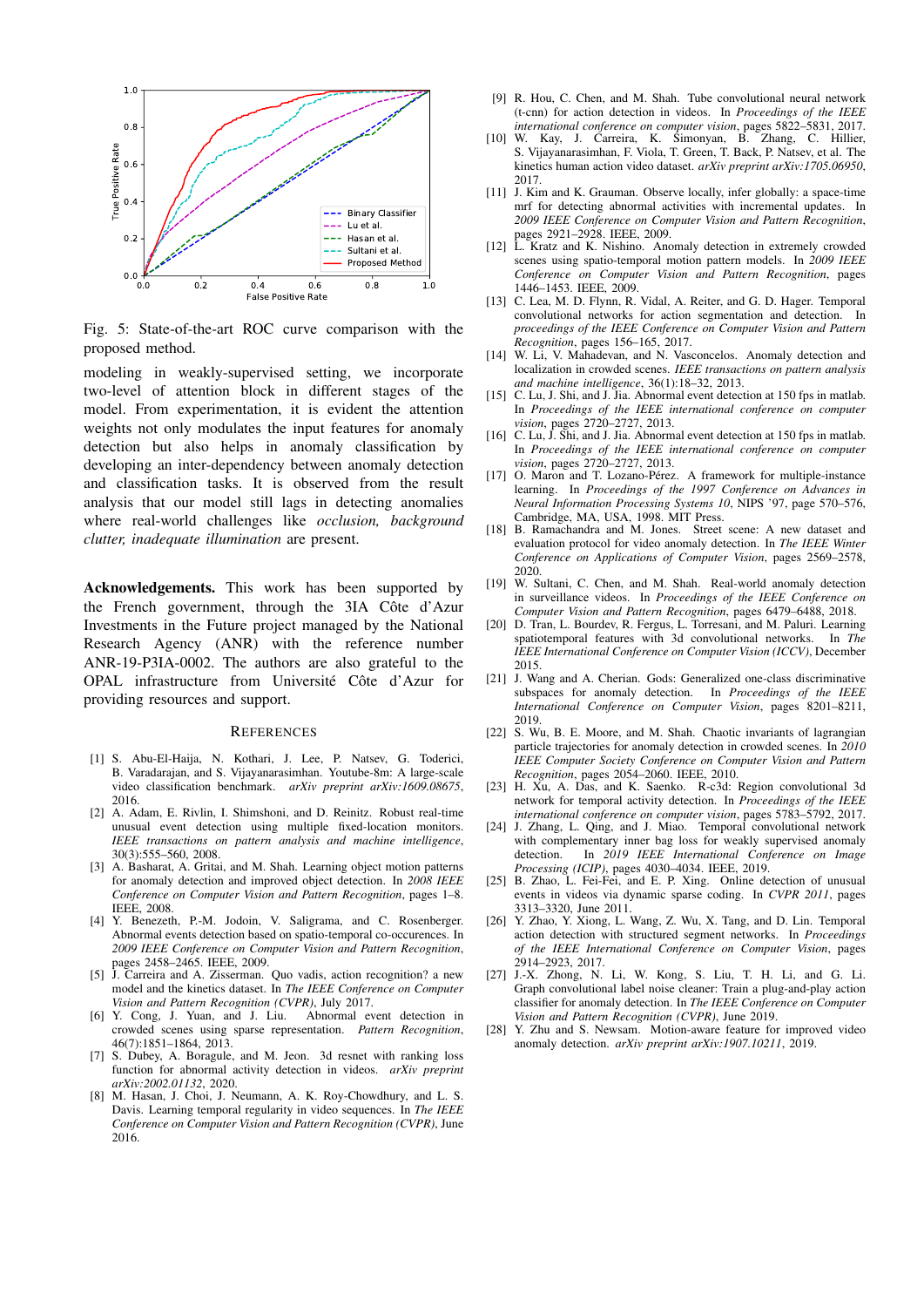1.0
0.8
0.6
0.4
0.2
0.0
True Positive Rate
0.0
0.2
0.4
0.6
0.8
1.0
False Positive Rate
Binary Classifier
Lu et al.
Hasan et al.
Sultani et al.
Proposed Method

Fig. 5: State-of-the-art ROC curve comparison with the proposed method.

modeling in weakly-supervised setting, we incorporate two-level of attention block in different stages of the model. From experimentation, it is evident the attention weights not only modulates the input features for anomaly detection but also helps in anomaly classification by developing an inter-dependency between anomaly detection and classification tasks. It is observed from the result analysis that our model still lags in detecting anomalies where real-world challenges like *occlusion, background clutter, inadequate illumination* are present.

**Acknowledgements.** This work has been supported by the French government, through the 3IA Côte d'Azur Investments in the Future project managed by the National Research Agency (ANR) with the reference number ANR-19-P3IA-0002. The authors are also grateful to the OPAL infrastructure from Université Côte d'Azur for providing resources and support.

## References

[1] S. Abu-El-Haija, N. Kothari, J. Lee, P. Natsev, G. Toderici, B. Varadarajan, and S. Vijayanarasimhan. Youtube-8m: A large-scale video classification benchmark. *arXiv preprint arXiv:1609.08675*, 2016.

[2] A. Adam, E. Rivlin, I. Shimshoni, and D. Reinitz. Robust real-time unusual event detection using multiple fixed-location monitors. *IEEE transactions on pattern analysis and machine intelligence*, 30(3):555–560, 2008.

[3] A. Basharat, A. Gritai, and M. Shah. Learning object motion patterns for anomaly detection and improved object detection. In *2008 IEEE Conference on Computer Vision and Pattern Recognition*, pages 1–8. IEEE, 2008.

[4] Y. Benezeth, P.-M. Jodoin, V. Saligrama, and C. Rosenberger. Abnormal events detection based on spatio-temporal co-occurences. In *2009 IEEE Conference on Computer Vision and Pattern Recognition*, pages 2458–2465. IEEE, 2009.

[5] J. Carreira and A. Zisserman. Quo vadis, action recognition? a new model and the kinetics dataset. In *The IEEE Conference on Computer Vision and Pattern Recognition (CVPR)*, July 2017.

[6] Y. Cong, J. Yuan, and J. Liu. Abnormal event detection in crowded scenes using sparse representation. *Pattern Recognition*, 46(7):1851–1864, 2013.

[7] S. Dubey, A. Boragule, and M. Jeon. 3d resnet with ranking loss function for abnormal activity detection in videos. *arXiv preprint arXiv:2002.01132*, 2020.

[8] M. Hasan, J. Choi, J. Neumann, A. K. Roy-Chowdhury, and L. S. Davis. Learning temporal regularity in video sequences. In *The IEEE Conference on Computer Vision and Pattern Recognition (CVPR)*, June 2016.

[9] R. Hou, C. Chen, and M. Shah. Tube convolutional neural network (t-cnn) for action detection in videos. In *Proceedings of the IEEE international conference on computer vision*, pages 5822–5831, 2017.

[10] W. Kay, J. Carreira, K. Simonyan, B. Zhang, C. Hillier, S. Vijayanarasimhan, F. Viola, T. Green, T. Back, P. Natsev, et al. The kinetics human action video dataset. *arXiv preprint arXiv:1705.06950*, 2017.

[11] J. Kim and K. Grauman. Observe locally, infer globally: a space-time mrf for detecting abnormal activities with incremental updates. In *2009 IEEE Conference on Computer Vision and Pattern Recognition*, pages 2921–2928. IEEE, 2009.

[12] L. Kratz and K. Nishino. Anomaly detection in extremely crowded scenes using spatio-temporal motion pattern models. In *2009 IEEE Conference on Computer Vision and Pattern Recognition*, pages 1446–1453. IEEE, 2009.

[13] C. Lea, M. D. Flynn, R. Vidal, A. Reiter, and G. D. Hager. Temporal convolutional networks for action segmentation and detection. In *proceedings of the IEEE Conference on Computer Vision and Pattern Recognition*, pages 156–165, 2017.

[14] W. Li, V. Mahadevan, and N. Vasconcelos. Anomaly detection and localization in crowded scenes. *IEEE transactions on pattern analysis and machine intelligence*, 36(1):18–32, 2013.

[15] C. Lu, J. Shi, and J. Jia. Abnormal event detection at 150 fps in matlab. In *Proceedings of the IEEE international conference on computer vision*, pages 2720–2727, 2013.

[16] C. Lu, J. Shi, and J. Jia. Abnormal event detection at 150 fps in matlab. In *Proceedings of the IEEE international conference on computer vision*, pages 2720–2727, 2013.

[17] O. Maron and T. Lozano-Pérez. A framework for multiple-instance learning. In *Proceedings of the 1997 Conference on Advances in Neural Information Processing Systems 10*, NIPS '97, page 570–576, Cambridge, MA, USA, 1998. MIT Press.

[18] B. Ramachandra and M. Jones. Street scene: A new dataset and evaluation protocol for video anomaly detection. In *The IEEE Winter Conference on Applications of Computer Vision*, pages 2569–2578, 2020.

[19] W. Sultani, C. Chen, and M. Shah. Real-world anomaly detection in surveillance videos. In *Proceedings of the IEEE Conference on Computer Vision and Pattern Recognition*, pages 6479–6488, 2018.

[20] D. Tran, L. Bourdev, R. Fergus, L. Torresani, and M. Paluri. Learning spatiotemporal features with 3d convolutional networks. In *The IEEE International Conference on Computer Vision (ICCV)*, December 2015.

[21] J. Wang and A. Cherian. Gods: Generalized one-class discriminative subspaces for anomaly detection. In *Proceedings of the IEEE International Conference on Computer Vision*, pages 8201–8211, 2019.

[22] S. Wu, B. E. Moore, and M. Shah. Chaotic invariants of lagrangian particle trajectories for anomaly detection in crowded scenes. In *2010 IEEE Computer Society Conference on Computer Vision and Pattern Recognition*, pages 2054–2060. IEEE, 2010.

[23] H. Xu, A. Das, and K. Saenko. R-c3d: Region convolutional 3d network for temporal activity detection. In *Proceedings of the IEEE international conference on computer vision*, pages 5783–5792, 2017.

[24] J. Zhang, L. Qing, and J. Miao. Temporal convolutional network with complementary inner bag loss for weakly supervised anomaly detection. In *2019 IEEE International Conference on Image Processing (ICIP)*, pages 4030–4034. IEEE, 2019.

[25] B. Zhao, L. Fei-Fei, and E. P. Xing. Online detection of unusual events in videos via dynamic sparse coding. In *CVPR 2011*, pages 3313–3320, June 2011.

[26] Y. Zhao, Y. Xiong, L. Wang, Z. Wu, X. Tang, and D. Lin. Temporal action detection with structured segment networks. In *Proceedings of the IEEE International Conference on Computer Vision*, pages 2914–2923, 2017.

[27] J.-X. Zhong, N. Li, W. Kong, S. Liu, T. H. Li, and G. Li. Graph convolutional label noise cleaner: Train a plug-and-play action classifier for anomaly detection. In *The IEEE Conference on Computer Vision and Pattern Recognition (CVPR)*, June 2019.

[28] Y. Zhu and S. Newsam. Motion-aware feature for improved video anomaly detection. *arXiv preprint arXiv:1907.10211*, 2019.